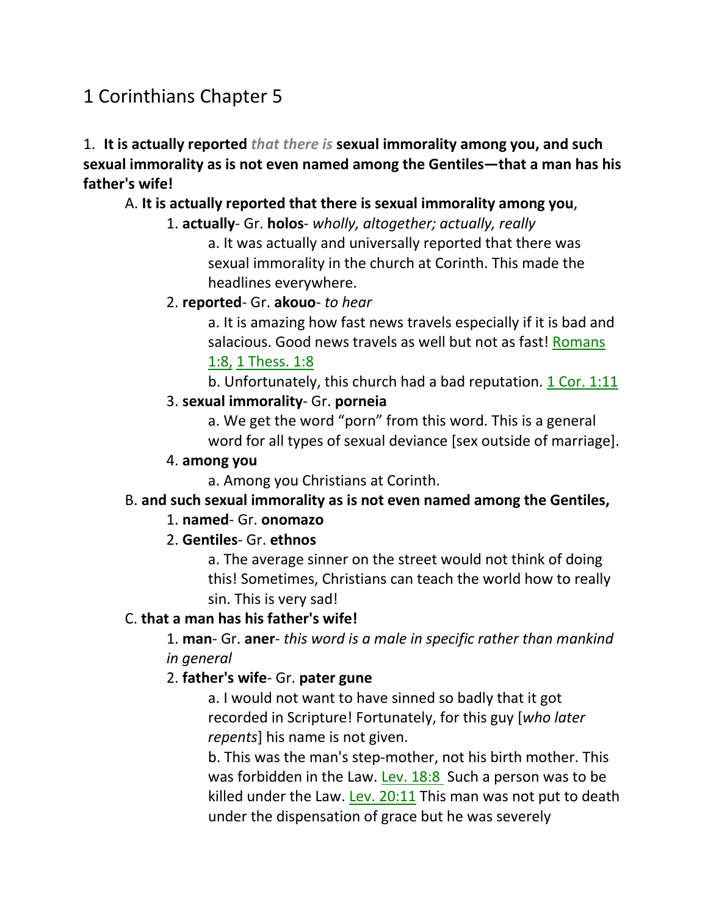# 1 Corinthians Chapter 5

1. **It is actually reported** ***that there is*** **sexual immorality among you, and such sexual immorality as is not even named among the Gentiles—that a man has his father's wife!**

A. **It is actually reported that there is sexual immorality among you**,

1. **actually**- Gr. **holos**- *wholly, altogether; actually, really*

a. It was actually and universally reported that there was sexual immorality in the church at Corinth. This made the headlines everywhere.

2. **reported**- Gr. **akouo**- *to hear*

a. It is amazing how fast news travels especially if it is bad and salacious. Good news travels as well but not as fast! Romans 1:8, 1 Thess. 1:8

b. Unfortunately, this church had a bad reputation. 1 Cor. 1:11

3. **sexual immorality**- Gr. **porneia**

a. We get the word "porn" from this word. This is a general word for all types of sexual deviance [sex outside of marriage].

4. **among you**

a. Among you Christians at Corinth.

B. **and such sexual immorality as is not even named among the Gentiles,**

1. **named**- Gr. **onomazo**

2. **Gentiles**- Gr. **ethnos**

a. The average sinner on the street would not think of doing this! Sometimes, Christians can teach the world how to really sin. This is very sad!

C. **that a man has his father's wife!**

1. **man**- Gr. **aner**- *this word is a male in specific rather than mankind in general*

2. **father's wife**- Gr. **pater gune**

a. I would not want to have sinned so badly that it got recorded in Scripture! Fortunately, for this guy [*who later repents*] his name is not given.

b. This was the man's step-mother, not his birth mother. This was forbidden in the Law. Lev. 18:8 Such a person was to be killed under the Law. Lev. 20:11 This man was not put to death under the dispensation of grace but he was severely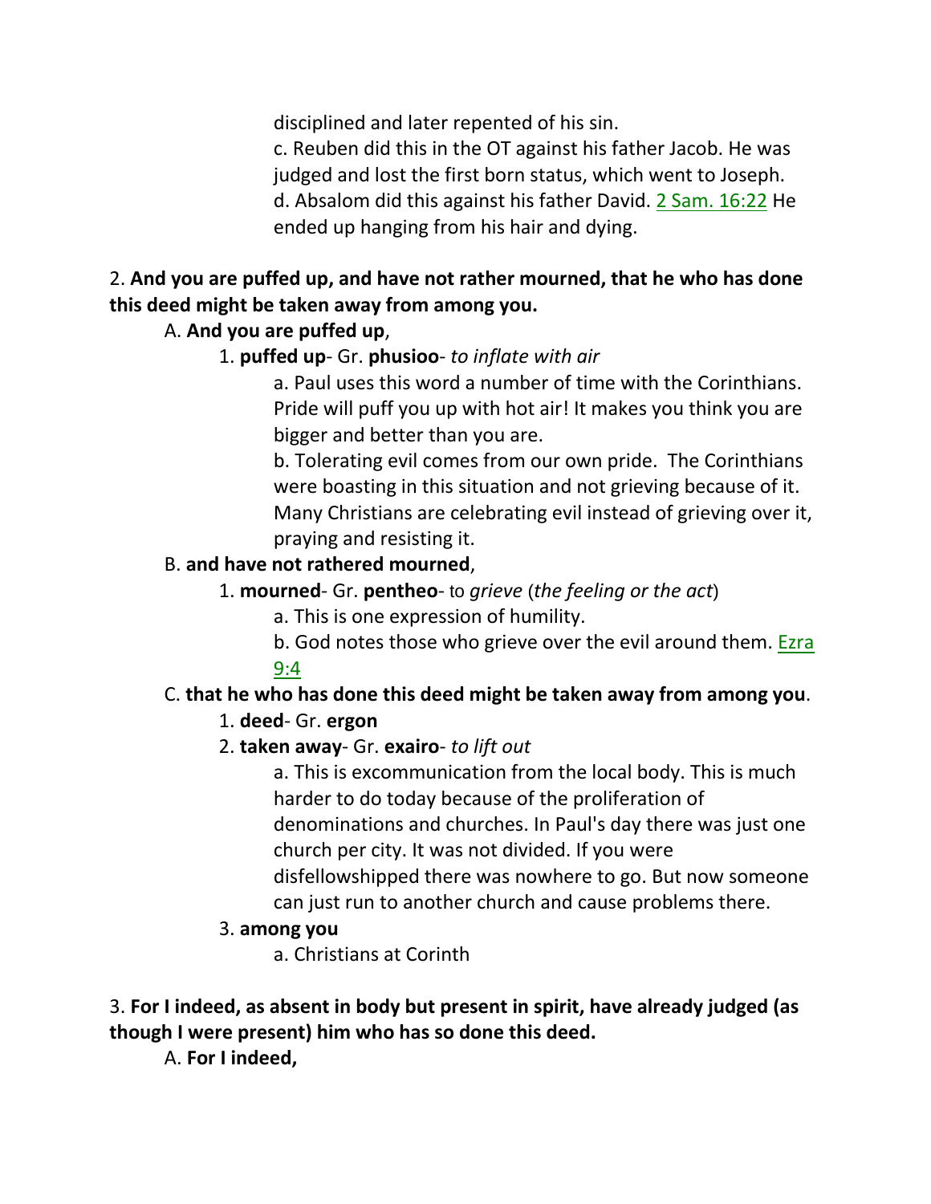disciplined and later repented of his sin.

c. Reuben did this in the OT against his father Jacob. He was judged and lost the first born status, which went to Joseph.

d. Absalom did this against his father David. 2 Sam. 16:22 He ended up hanging from his hair and dying.

2. **And you are puffed up, and have not rather mourned, that he who has done this deed might be taken away from among you.**

A. **And you are puffed up**,

1. **puffed up**- Gr. **phusioo**- *to inflate with air*

a. Paul uses this word a number of time with the Corinthians. Pride will puff you up with hot air! It makes you think you are bigger and better than you are.

b. Tolerating evil comes from our own pride. The Corinthians were boasting in this situation and not grieving because of it. Many Christians are celebrating evil instead of grieving over it, praying and resisting it.

B. **and have not rathered mourned**,

1. **mourned**- Gr. **pentheo**- to *grieve* (*the feeling or the act*)

a. This is one expression of humility.

b. God notes those who grieve over the evil around them. Ezra 9:4

C. **that he who has done this deed might be taken away from among you**.

1. **deed**- Gr. **ergon**

2. **taken away**- Gr. **exairo**- *to lift out*

a. This is excommunication from the local body. This is much harder to do today because of the proliferation of denominations and churches. In Paul's day there was just one church per city. It was not divided. If you were disfellowshipped there was nowhere to go. But now someone can just run to another church and cause problems there.

3. **among you**

a. Christians at Corinth

3. **For I indeed, as absent in body but present in spirit, have already judged (as though I were present) him who has so done this deed.**

A. **For I indeed,**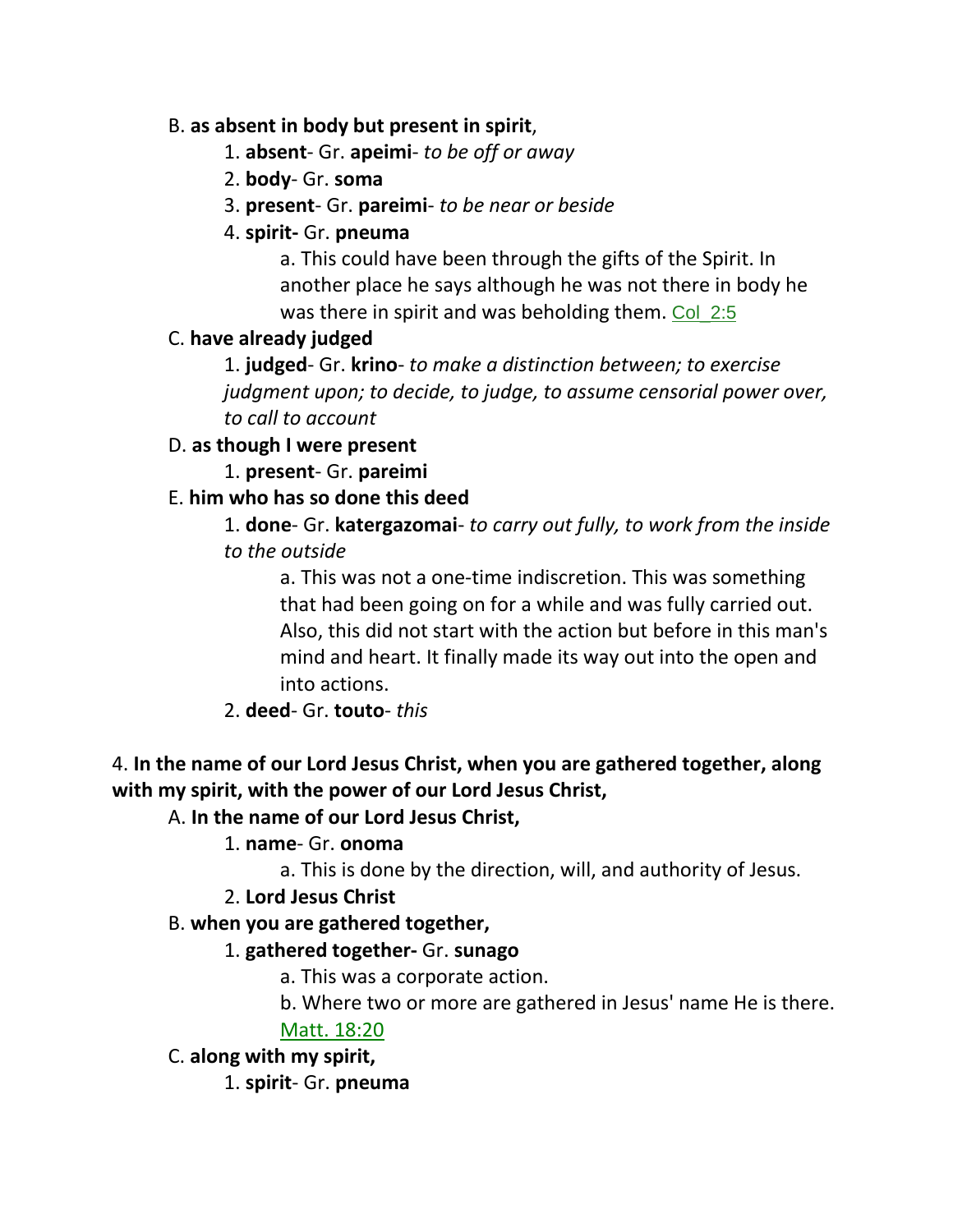B. **as absent in body but present in spirit**,

1. **absent**- Gr. **apeimi**- *to be off or away*

2. **body**- Gr. **soma**

3. **present**- Gr. **pareimi**- *to be near or beside*

4. **spirit-** Gr. **pneuma**

a. This could have been through the gifts of the Spirit. In another place he says although he was not there in body he was there in spirit and was beholding them. Col_2:5

C. **have already judged**

1. **judged**- Gr. **krino**- *to make a distinction between; to exercise judgment upon; to decide, to judge, to assume censorial power over, to call to account*

D. **as though I were present**

1. **present**- Gr. **pareimi**

E. **him who has so done this deed**

1. **done**- Gr. **katergazomai**- *to carry out fully, to work from the inside to the outside*

a. This was not a one-time indiscretion. This was something that had been going on for a while and was fully carried out. Also, this did not start with the action but before in this man's mind and heart. It finally made its way out into the open and into actions.

2. **deed**- Gr. **touto**- *this*

4. **In the name of our Lord Jesus Christ, when you are gathered together, along with my spirit, with the power of our Lord Jesus Christ,**

A. **In the name of our Lord Jesus Christ,**

1. **name**- Gr. **onoma**

a. This is done by the direction, will, and authority of Jesus.

2. **Lord Jesus Christ**

B. **when you are gathered together,**

1. **gathered together-** Gr. **sunago**

a. This was a corporate action.

b. Where two or more are gathered in Jesus' name He is there. Matt. 18:20

C. **along with my spirit,**

1. **spirit**- Gr. **pneuma**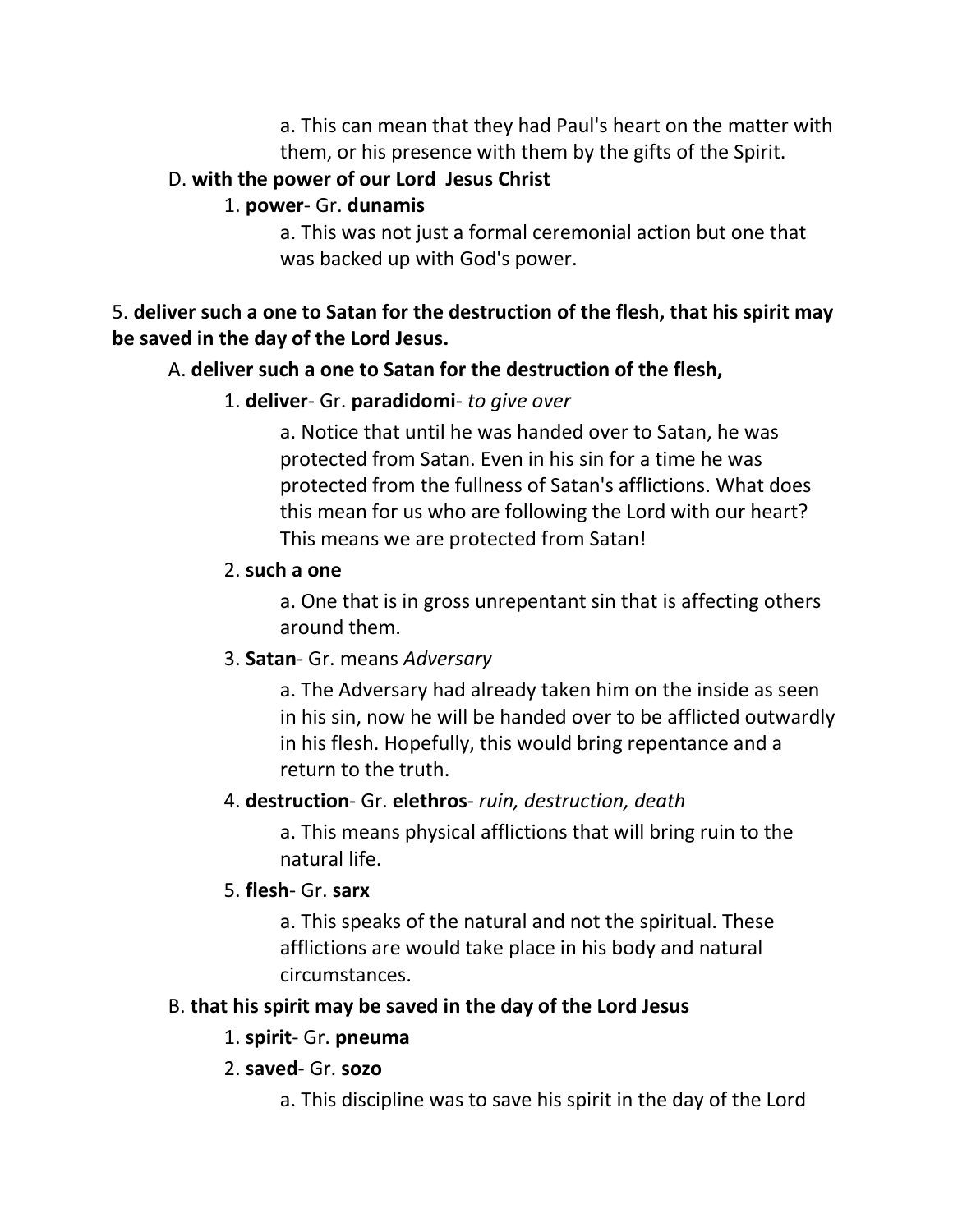a. This can mean that they had Paul's heart on the matter with them, or his presence with them by the gifts of the Spirit.

D. **with the power of our Lord Jesus Christ**

1. **power**- Gr. **dunamis**

a. This was not just a formal ceremonial action but one that was backed up with God's power.

5. **deliver such a one to Satan for the destruction of the flesh, that his spirit may be saved in the day of the Lord Jesus.**

A. **deliver such a one to Satan for the destruction of the flesh,**

1. **deliver**- Gr. **paradidomi**- *to give over*

a. Notice that until he was handed over to Satan, he was protected from Satan. Even in his sin for a time he was protected from the fullness of Satan's afflictions. What does this mean for us who are following the Lord with our heart? This means we are protected from Satan!

2. **such a one**

a. One that is in gross unrepentant sin that is affecting others around them.

3. **Satan**- Gr. means *Adversary*

a. The Adversary had already taken him on the inside as seen in his sin, now he will be handed over to be afflicted outwardly in his flesh. Hopefully, this would bring repentance and a return to the truth.

4. **destruction**- Gr. **elethros**- *ruin, destruction, death*

a. This means physical afflictions that will bring ruin to the natural life.

5. **flesh**- Gr. **sarx**

a. This speaks of the natural and not the spiritual. These afflictions are would take place in his body and natural circumstances.

B. **that his spirit may be saved in the day of the Lord Jesus**

1. **spirit**- Gr. **pneuma**

2. **saved**- Gr. **sozo**

a. This discipline was to save his spirit in the day of the Lord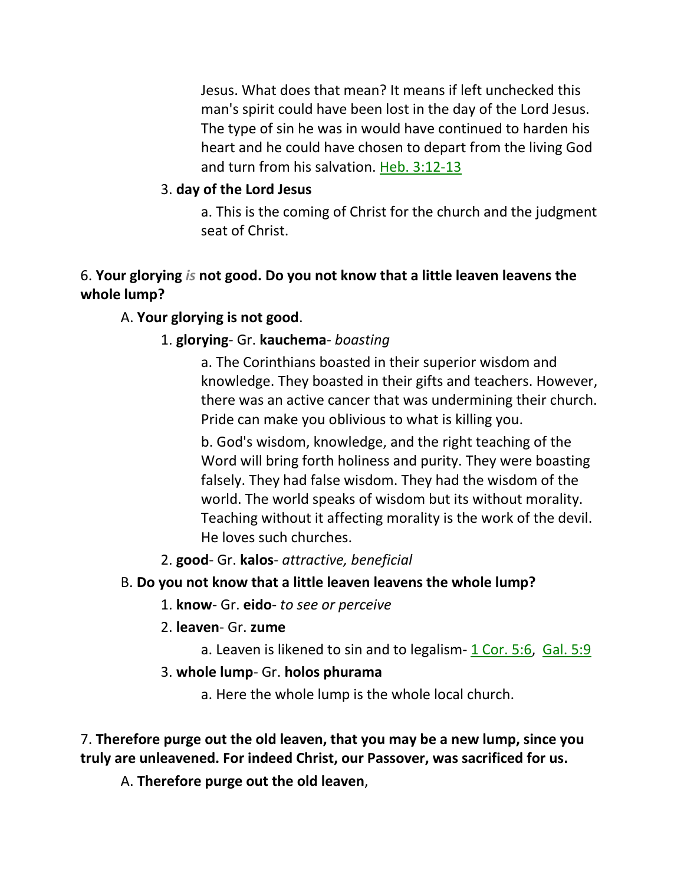Jesus. What does that mean? It means if left unchecked this man's spirit could have been lost in the day of the Lord Jesus. The type of sin he was in would have continued to harden his heart and he could have chosen to depart from the living God and turn from his salvation. Heb. 3:12-13

3. **day of the Lord Jesus**

a. This is the coming of Christ for the church and the judgment seat of Christ.

6. **Your glorying *is* not good. Do you not know that a little leaven leavens the whole lump?**

A. **Your glorying is not good**.

1. **glorying**- Gr. **kauchema**- *boasting*

a. The Corinthians boasted in their superior wisdom and knowledge. They boasted in their gifts and teachers. However, there was an active cancer that was undermining their church. Pride can make you oblivious to what is killing you.

b. God's wisdom, knowledge, and the right teaching of the Word will bring forth holiness and purity. They were boasting falsely. They had false wisdom. They had the wisdom of the world. The world speaks of wisdom but its without morality. Teaching without it affecting morality is the work of the devil. He loves such churches.

2. **good**- Gr. **kalos**- *attractive, beneficial*

B. **Do you not know that a little leaven leavens the whole lump?**

1. **know**- Gr. **eido**- *to see or perceive*

2. **leaven**- Gr. **zume**

a. Leaven is likened to sin and to legalism- 1 Cor. 5:6, Gal. 5:9

3. **whole lump**- Gr. **holos phurama**

a. Here the whole lump is the whole local church.

7. **Therefore purge out the old leaven, that you may be a new lump, since you truly are unleavened. For indeed Christ, our Passover, was sacrificed for us.**

A. **Therefore purge out the old leaven**,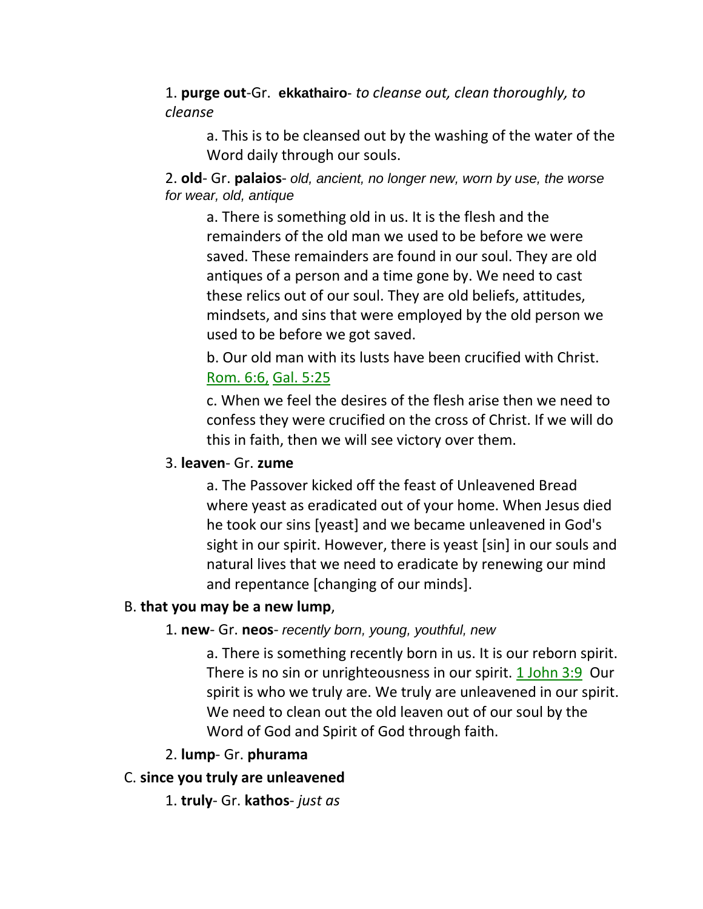1. **purge out**-Gr. **ekkathairo**- *to cleanse out, clean thoroughly, to cleanse*

   a. This is to be cleansed out by the washing of the water of the Word daily through our souls.

2. **old**- Gr. **palaios**- *old, ancient, no longer new, worn by use, the worse for wear, old, antique*

   a. There is something old in us. It is the flesh and the remainders of the old man we used to be before we were saved. These remainders are found in our soul. They are old antiques of a person and a time gone by. We need to cast these relics out of our soul. They are old beliefs, attitudes, mindsets, and sins that were employed by the old person we used to be before we got saved.

   b. Our old man with its lusts have been crucified with Christ. Rom. 6:6, Gal. 5:25

   c. When we feel the desires of the flesh arise then we need to confess they were crucified on the cross of Christ. If we will do this in faith, then we will see victory over them.

3. **leaven**- Gr. **zume**

   a. The Passover kicked off the feast of Unleavened Bread where yeast as eradicated out of your home. When Jesus died he took our sins [yeast] and we became unleavened in God's sight in our spirit. However, there is yeast [sin] in our souls and natural lives that we need to eradicate by renewing our mind and repentance [changing of our minds].

B. **that you may be a new lump**,

1. **new**- Gr. **neos**- *recently born, young, youthful, new*

   a. There is something recently born in us. It is our reborn spirit. There is no sin or unrighteousness in our spirit. 1 John 3:9 Our spirit is who we truly are. We truly are unleavened in our spirit. We need to clean out the old leaven out of our soul by the Word of God and Spirit of God through faith.

2. **lump**- Gr. **phurama**

C. **since you truly are unleavened**

1. **truly**- Gr. **kathos**- *just as*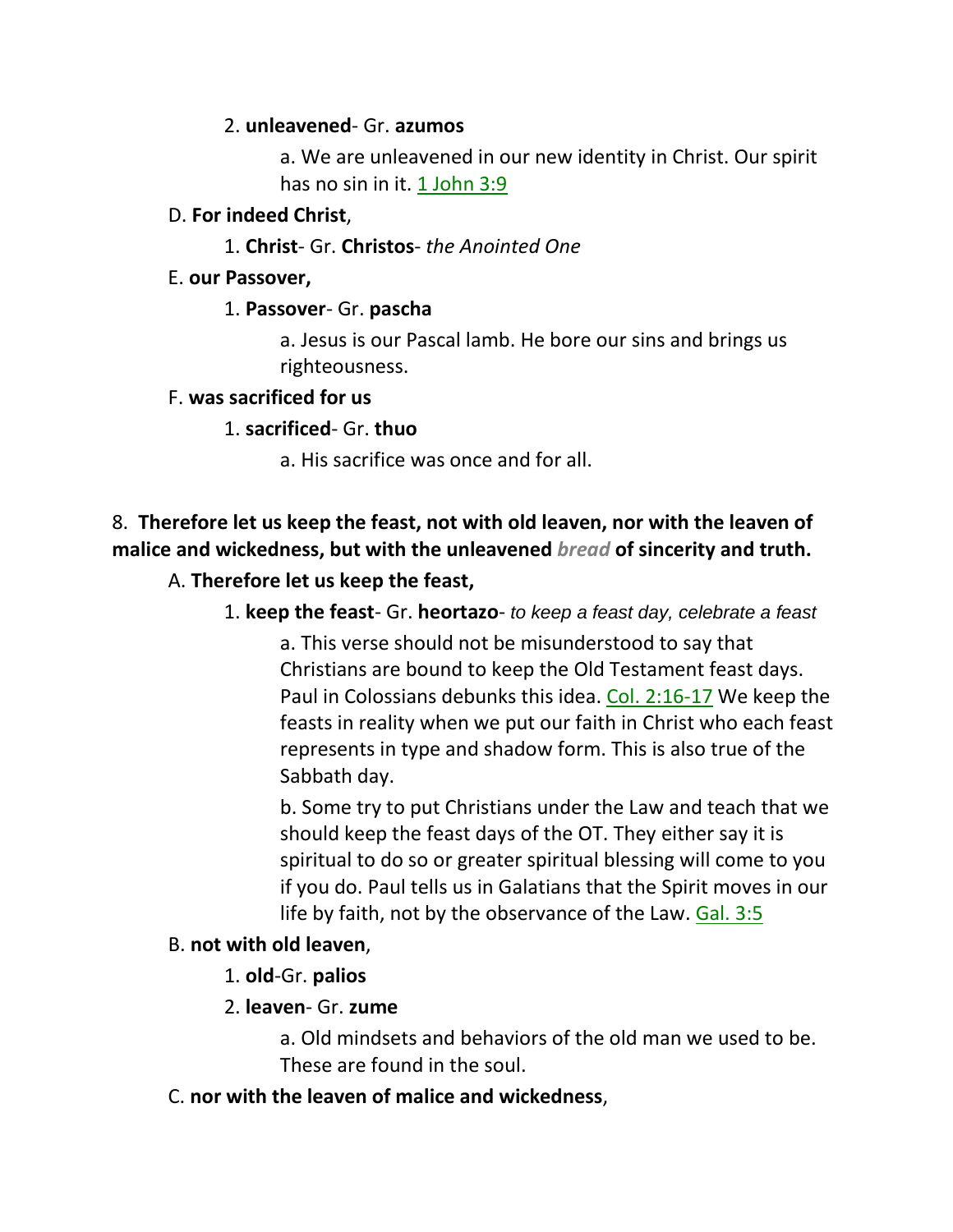2. **unleavened**- Gr. **azumos**

a. We are unleavened in our new identity in Christ. Our spirit has no sin in it. 1 John 3:9

D. **For indeed Christ**,

1. **Christ**- Gr. **Christos**- *the Anointed One*

E. **our Passover,**

1. **Passover**- Gr. **pascha**

a. Jesus is our Pascal lamb. He bore our sins and brings us righteousness.

F. **was sacrificed for us**

1. **sacrificed**- Gr. **thuo**

a. His sacrifice was once and for all.

8. **Therefore let us keep the feast, not with old leaven, nor with the leaven of malice and wickedness, but with the unleavened *bread* of sincerity and truth.**

A. **Therefore let us keep the feast,**

1. **keep the feast**- Gr. **heortazo**- *to keep a feast day, celebrate a feast*

a. This verse should not be misunderstood to say that Christians are bound to keep the Old Testament feast days. Paul in Colossians debunks this idea. Col. 2:16-17 We keep the feasts in reality when we put our faith in Christ who each feast represents in type and shadow form. This is also true of the Sabbath day.

b. Some try to put Christians under the Law and teach that we should keep the feast days of the OT. They either say it is spiritual to do so or greater spiritual blessing will come to you if you do. Paul tells us in Galatians that the Spirit moves in our life by faith, not by the observance of the Law. Gal. 3:5

B. **not with old leaven**,

1. **old**-Gr. **palios**

2. **leaven**- Gr. **zume**

a. Old mindsets and behaviors of the old man we used to be. These are found in the soul.

C. **nor with the leaven of malice and wickedness**,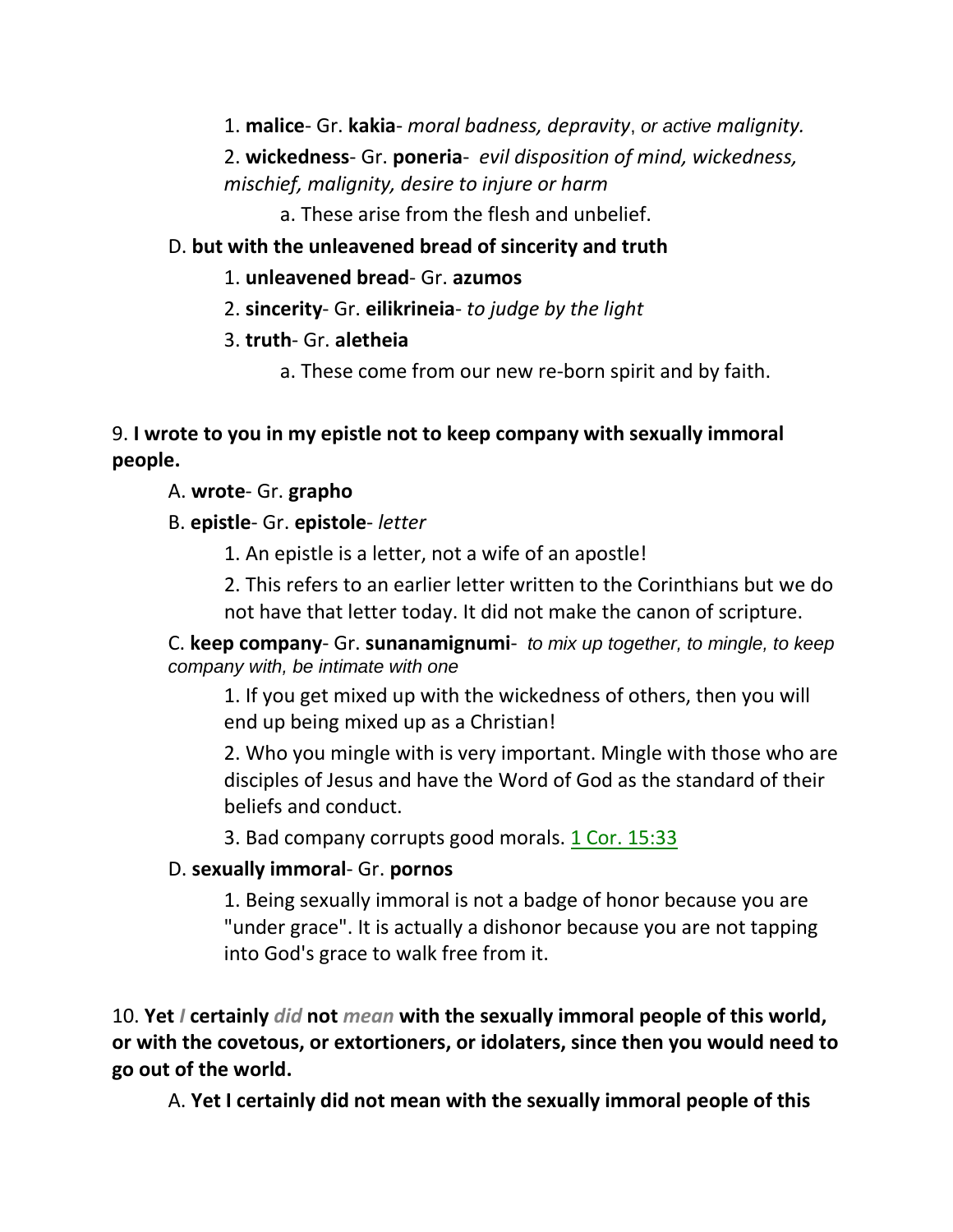1. **malice**- Gr. **kakia**- *moral badness, depravity*, *or active malignity.*

2. **wickedness**- Gr. **poneria**- *evil disposition of mind, wickedness, mischief, malignity, desire to injure or harm*

a. These arise from the flesh and unbelief.

D. **but with the unleavened bread of sincerity and truth**

1. **unleavened bread**- Gr. **azumos**

2. **sincerity**- Gr. **eilikrineia**- *to judge by the light*

3. **truth**- Gr. **aletheia**

a. These come from our new re-born spirit and by faith.

9. **I wrote to you in my epistle not to keep company with sexually immoral people.**

A. **wrote**- Gr. **grapho**

B. **epistle**- Gr. **epistole**- *letter*

1. An epistle is a letter, not a wife of an apostle!

2. This refers to an earlier letter written to the Corinthians but we do not have that letter today. It did not make the canon of scripture.

C. **keep company**- Gr. **sunanamignumi**- *to mix up together, to mingle, to keep company with, be intimate with one*

1. If you get mixed up with the wickedness of others, then you will end up being mixed up as a Christian!

2. Who you mingle with is very important. Mingle with those who are disciples of Jesus and have the Word of God as the standard of their beliefs and conduct.

3. Bad company corrupts good morals. 1 Cor. 15:33

D. **sexually immoral**- Gr. **pornos**

1. Being sexually immoral is not a badge of honor because you are "under grace". It is actually a dishonor because you are not tapping into God's grace to walk free from it.

10. **Yet *I* certainly *did* not *mean* with the sexually immoral people of this world, or with the covetous, or extortioners, or idolaters, since then you would need to go out of the world.**

A. **Yet I certainly did not mean with the sexually immoral people of this**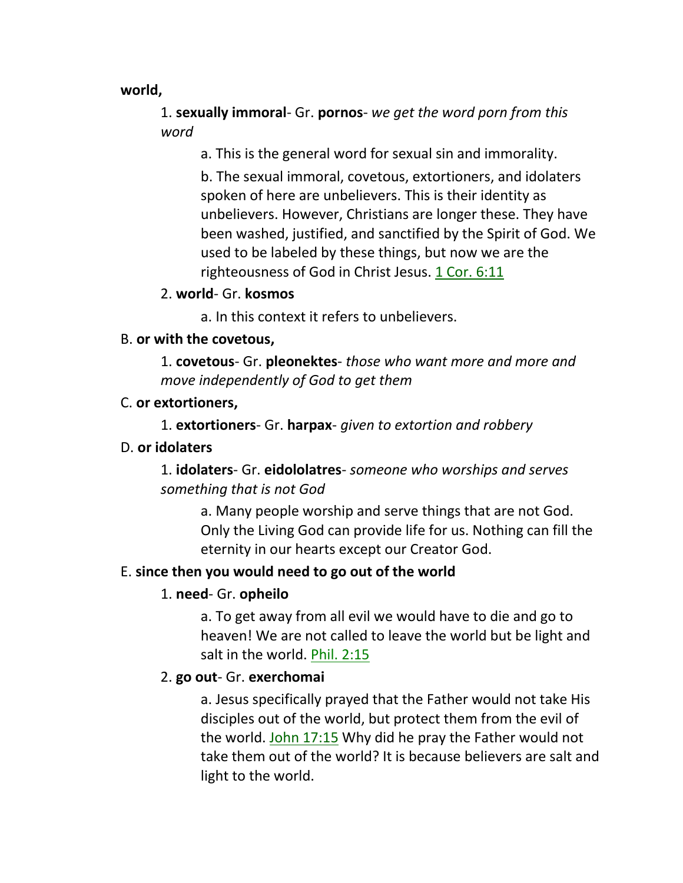**world,**

1. **sexually immoral**- Gr. **pornos**- *we get the word porn from this word*

    a. This is the general word for sexual sin and immorality.

    b. The sexual immoral, covetous, extortioners, and idolaters spoken of here are unbelievers. This is their identity as unbelievers. However, Christians are longer these. They have been washed, justified, and sanctified by the Spirit of God. We used to be labeled by these things, but now we are the righteousness of God in Christ Jesus. 1 Cor. 6:11

2. **world**- Gr. **kosmos**

    a. In this context it refers to unbelievers.

B. **or with the covetous,**

1. **covetous**- Gr. **pleonektes**- *those who want more and more and move independently of God to get them*

C. **or extortioners,**

1. **extortioners**- Gr. **harpax**- *given to extortion and robbery*

D. **or idolaters**

1. **idolaters**- Gr. **eidololatres**- *someone who worships and serves something that is not God*

    a. Many people worship and serve things that are not God. Only the Living God can provide life for us. Nothing can fill the eternity in our hearts except our Creator God.

E. **since then you would need to go out of the world**

1. **need**- Gr. **opheilo**

    a. To get away from all evil we would have to die and go to heaven! We are not called to leave the world but be light and salt in the world. Phil. 2:15

2. **go out**- Gr. **exerchomai**

    a. Jesus specifically prayed that the Father would not take His disciples out of the world, but protect them from the evil of the world. John 17:15 Why did he pray the Father would not take them out of the world? It is because believers are salt and light to the world.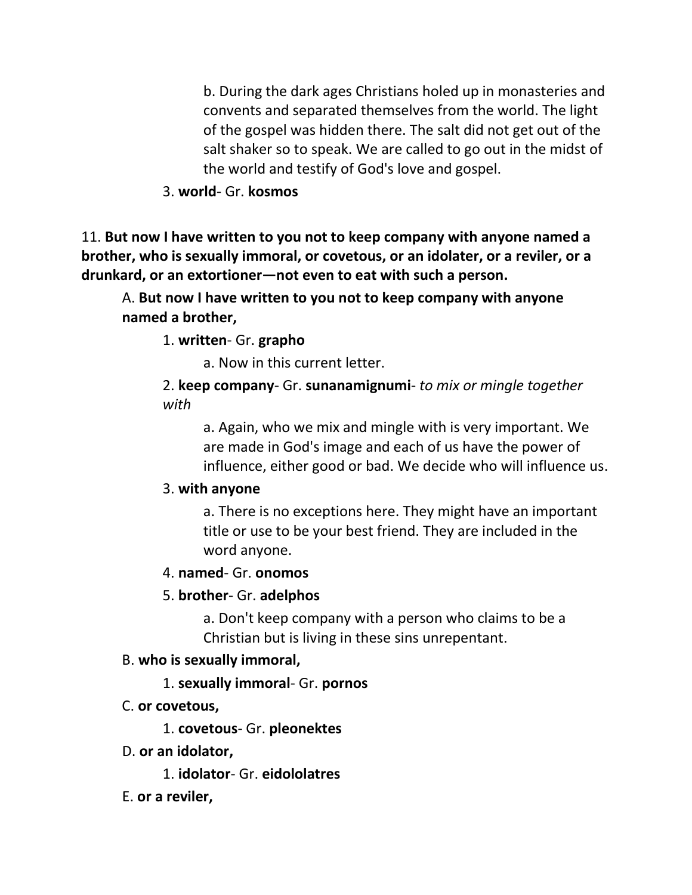b. During the dark ages Christians holed up in monasteries and convents and separated themselves from the world. The light of the gospel was hidden there. The salt did not get out of the salt shaker so to speak. We are called to go out in the midst of the world and testify of God's love and gospel.

3. **world**- Gr. **kosmos**

11. **But now I have written to you not to keep company with anyone named a brother, who is sexually immoral, or covetous, or an idolater, or a reviler, or a drunkard, or an extortioner—not even to eat with such a person.**

A. **But now I have written to you not to keep company with anyone named a brother,**

1. **written**- Gr. **grapho**

a. Now in this current letter.

2. **keep company**- Gr. **sunanamignumi**- *to mix or mingle together with*

a. Again, who we mix and mingle with is very important. We are made in God's image and each of us have the power of influence, either good or bad. We decide who will influence us.

3. **with anyone**

a. There is no exceptions here. They might have an important title or use to be your best friend. They are included in the word anyone.

4. **named**- Gr. **onomos**

5. **brother**- Gr. **adelphos**

a. Don't keep company with a person who claims to be a Christian but is living in these sins unrepentant.

B. **who is sexually immoral,**

1. **sexually immoral**- Gr. **pornos**

C. **or covetous,**

1. **covetous**- Gr. **pleonektes**

D. **or an idolator,**

1. **idolator**- Gr. **eidololatres**

E. **or a reviler,**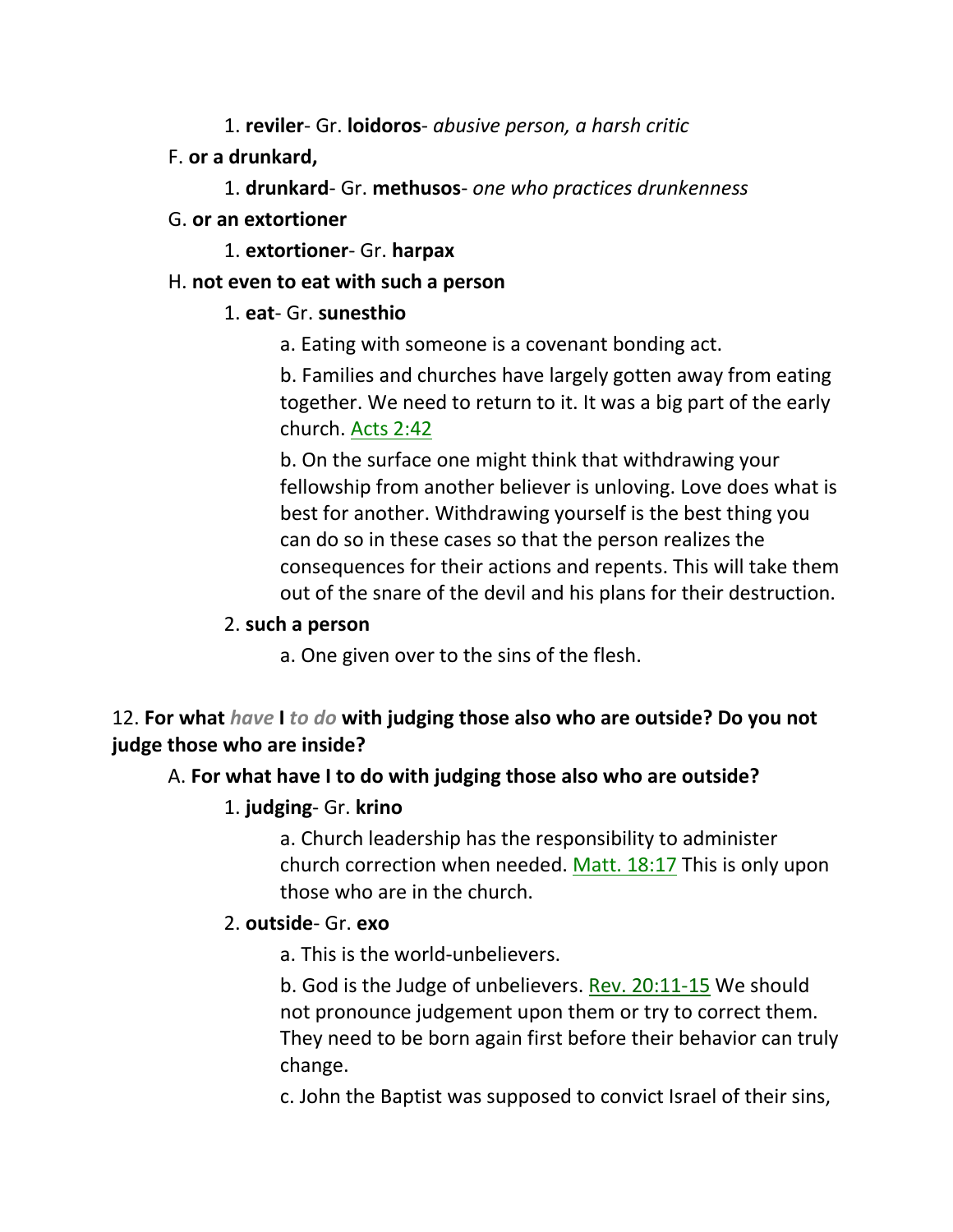1. **reviler**- Gr. **loidoros**- *abusive person, a harsh critic*

F. **or a drunkard,**

1. **drunkard**- Gr. **methusos**- *one who practices drunkenness*

G. **or an extortioner**

1. **extortioner**- Gr. **harpax**

H. **not even to eat with such a person**

1. **eat**- Gr. **sunesthio**

a. Eating with someone is a covenant bonding act.

b. Families and churches have largely gotten away from eating together. We need to return to it. It was a big part of the early church. Acts 2:42

b. On the surface one might think that withdrawing your fellowship from another believer is unloving. Love does what is best for another. Withdrawing yourself is the best thing you can do so in these cases so that the person realizes the consequences for their actions and repents. This will take them out of the snare of the devil and his plans for their destruction.

2. **such a person**

a. One given over to the sins of the flesh.

12. **For what** ***have*** **I** ***to do*** **with judging those also who are outside? Do you not judge those who are inside?**

A. **For what have I to do with judging those also who are outside?**

1. **judging**- Gr. **krino**

a. Church leadership has the responsibility to administer church correction when needed. Matt. 18:17 This is only upon those who are in the church.

2. **outside**- Gr. **exo**

a. This is the world-unbelievers.

b. God is the Judge of unbelievers. Rev. 20:11-15 We should not pronounce judgement upon them or try to correct them. They need to be born again first before their behavior can truly change.

c. John the Baptist was supposed to convict Israel of their sins,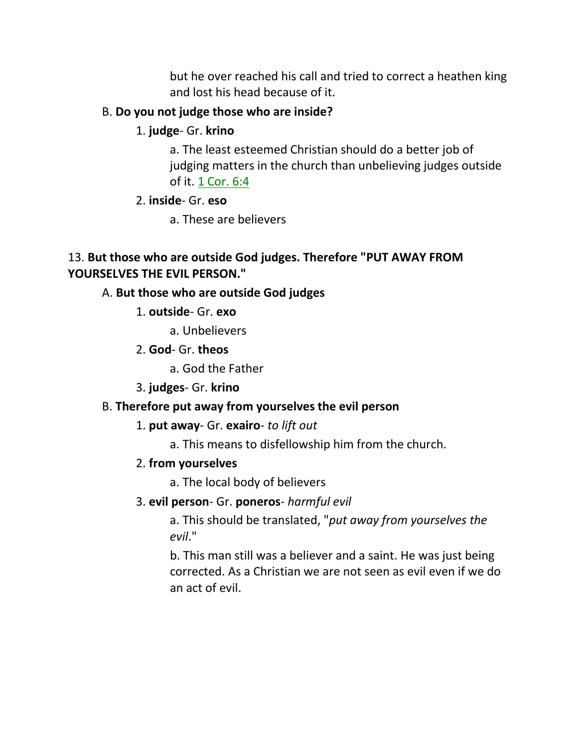but he over reached his call and tried to correct a heathen king and lost his head because of it.

B. **Do you not judge those who are inside?**

1. **judge**- Gr. **krino**

a. The least esteemed Christian should do a better job of judging matters in the church than unbelieving judges outside of it. 1 Cor. 6:4

2. **inside**- Gr. **eso**

a. These are believers

13. **But those who are outside God judges. Therefore "PUT AWAY FROM YOURSELVES THE EVIL PERSON."**

A. **But those who are outside God judges**

1. **outside**- Gr. **exo**

a. Unbelievers

2. **God**- Gr. **theos**

a. God the Father

3. **judges**- Gr. **krino**

B. **Therefore put away from yourselves the evil person**

1. **put away**- Gr. **exairo**- *to lift out*

a. This means to disfellowship him from the church.

2. **from yourselves**

a. The local body of believers

3. **evil person**- Gr. **poneros**- *harmful evil*

a. This should be translated, "*put away from yourselves the evil*."

b. This man still was a believer and a saint. He was just being corrected. As a Christian we are not seen as evil even if we do an act of evil.